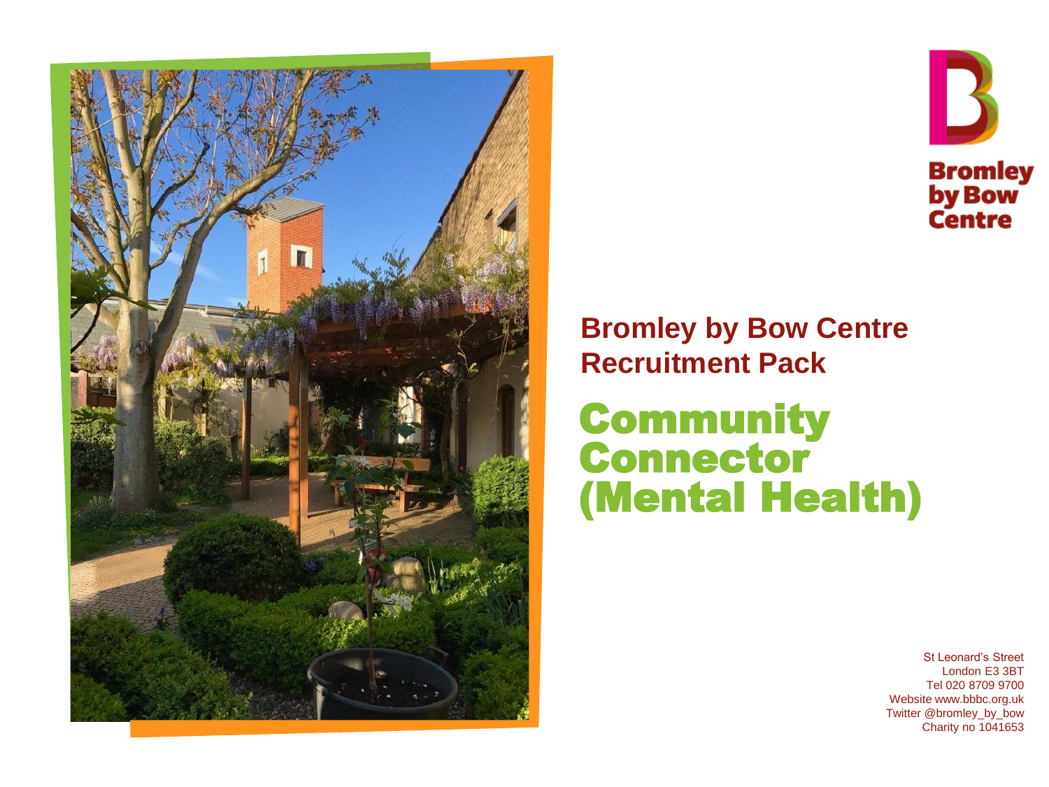Bromley by Bow Centre

## Bromley by Bow Centre Recruitment Pack

# Community Connector (Mental Health)

St Leonard's Street
London E3 3BT
Tel 020 8709 9700
Website www.bbbc.org.uk
Twitter @bromley_by_bow
Charity no 1041653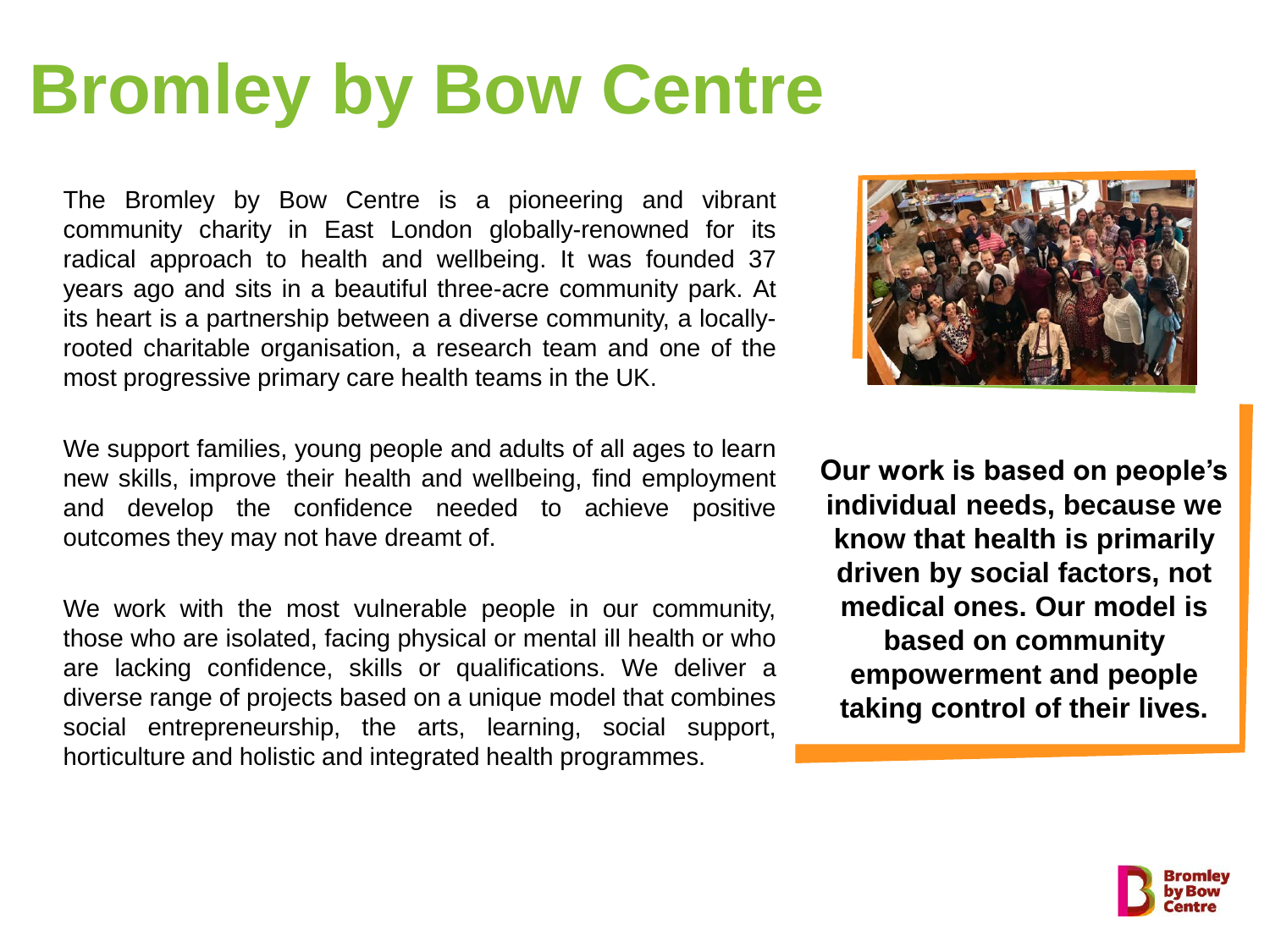# Bromley by Bow Centre

The Bromley by Bow Centre is a pioneering and vibrant community charity in East London globally-renowned for its radical approach to health and wellbeing. It was founded 37 years ago and sits in a beautiful three-acre community park. At its heart is a partnership between a diverse community, a locally-rooted charitable organisation, a research team and one of the most progressive primary care health teams in the UK.

We support families, young people and adults of all ages to learn new skills, improve their health and wellbeing, find employment and develop the confidence needed to achieve positive outcomes they may not have dreamt of.

We work with the most vulnerable people in our community, those who are isolated, facing physical or mental ill health or who are lacking confidence, skills or qualifications. We deliver a diverse range of projects based on a unique model that combines social entrepreneurship, the arts, learning, social support, horticulture and holistic and integrated health programmes.

**Our work is based on people's individual needs, because we know that health is primarily driven by social factors, not medical ones. Our model is based on community empowerment and people taking control of their lives.**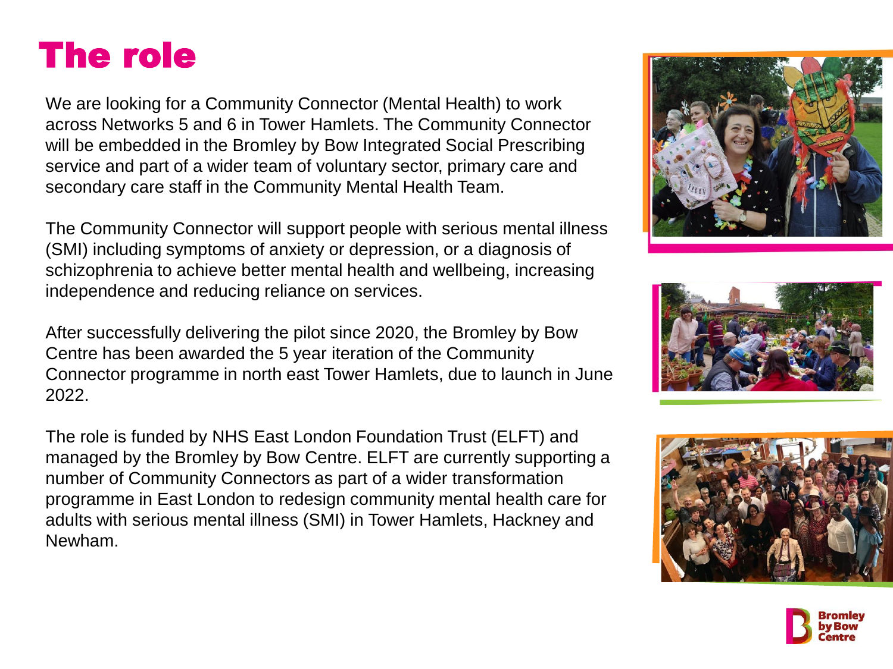# The role

We are looking for a Community Connector (Mental Health) to work across Networks 5 and 6 in Tower Hamlets. The Community Connector will be embedded in the Bromley by Bow Integrated Social Prescribing service and part of a wider team of voluntary sector, primary care and secondary care staff in the Community Mental Health Team.

The Community Connector will support people with serious mental illness (SMI) including symptoms of anxiety or depression, or a diagnosis of schizophrenia to achieve better mental health and wellbeing, increasing independence and reducing reliance on services.

After successfully delivering the pilot since 2020, the Bromley by Bow Centre has been awarded the 5 year iteration of the Community Connector programme in north east Tower Hamlets, due to launch in June 2022.

The role is funded by NHS East London Foundation Trust (ELFT) and managed by the Bromley by Bow Centre. ELFT are currently supporting a number of Community Connectors as part of a wider transformation programme in East London to redesign community mental health care for adults with serious mental illness (SMI) in Tower Hamlets, Hackney and Newham.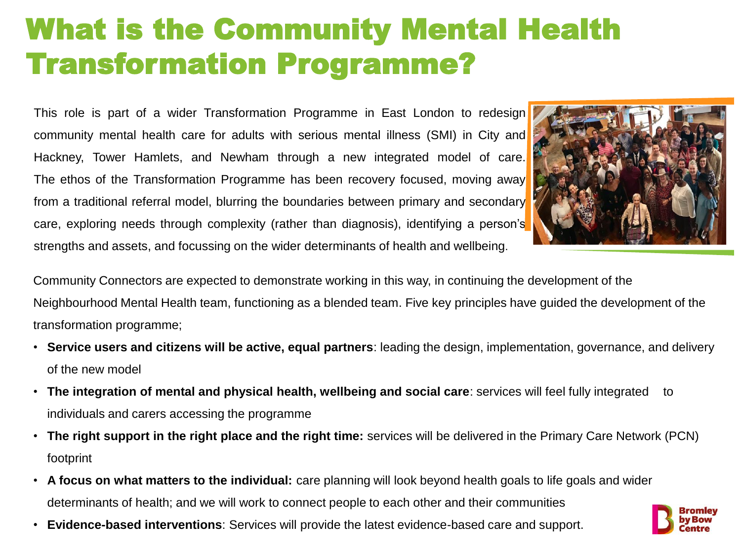# What is the Community Mental Health Transformation Programme?

This role is part of a wider Transformation Programme in East London to redesign community mental health care for adults with serious mental illness (SMI) in City and Hackney, Tower Hamlets, and Newham through a new integrated model of care. The ethos of the Transformation Programme has been recovery focused, moving away from a traditional referral model, blurring the boundaries between primary and secondary care, exploring needs through complexity (rather than diagnosis), identifying a person's strengths and assets, and focussing on the wider determinants of health and wellbeing.

Community Connectors are expected to demonstrate working in this way, in continuing the development of the Neighbourhood Mental Health team, functioning as a blended team. Five key principles have guided the development of the transformation programme;

- **Service users and citizens will be active, equal partners**: leading the design, implementation, governance, and delivery of the new model
- **The integration of mental and physical health, wellbeing and social care**: services will feel fully integrated to individuals and carers accessing the programme
- **The right support in the right place and the right time:** services will be delivered in the Primary Care Network (PCN) footprint
- **A focus on what matters to the individual:** care planning will look beyond health goals to life goals and wider determinants of health; and we will work to connect people to each other and their communities
- **Evidence-based interventions**: Services will provide the latest evidence-based care and support.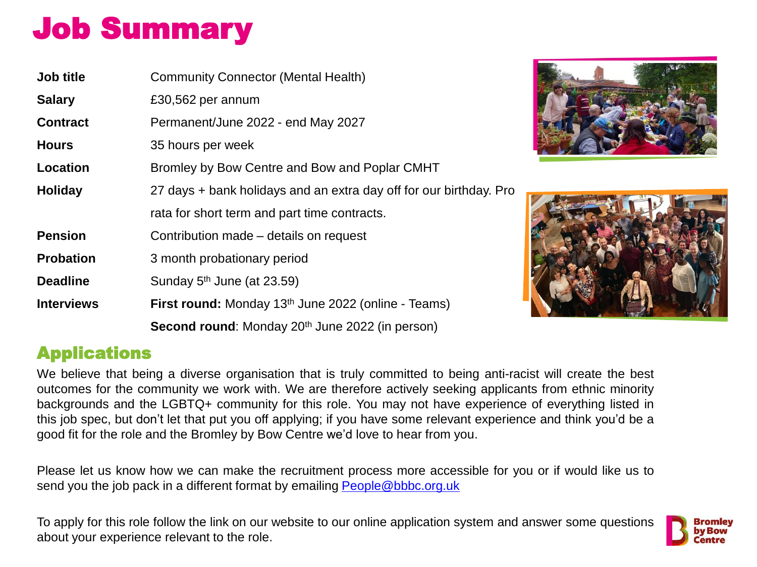# Job Summary

| | |
|---|---|
| **Job title** | Community Connector (Mental Health) |
| **Salary** | £30,562 per annum |
| **Contract** | Permanent/June 2022 - end May 2027 |
| **Hours** | 35 hours per week |
| **Location** | Bromley by Bow Centre and Bow and Poplar CMHT |
| **Holiday** | 27 days + bank holidays and an extra day off for our birthday. Pro rata for short term and part time contracts. |
| **Pension** | Contribution made – details on request |
| **Probation** | 3 month probationary period |
| **Deadline** | Sunday 5th June (at 23.59) |
| **Interviews** | **First round:** Monday 13th June 2022 (online - Teams) |
| | **Second round**: Monday 20th June 2022 (in person) |

## Applications

We believe that being a diverse organisation that is truly committed to being anti-racist will create the best outcomes for the community we work with. We are therefore actively seeking applicants from ethnic minority backgrounds and the LGBTQ+ community for this role. You may not have experience of everything listed in this job spec, but don't let that put you off applying; if you have some relevant experience and think you'd be a good fit for the role and the Bromley by Bow Centre we'd love to hear from you.

Please let us know how we can make the recruitment process more accessible for you or if would like us to send you the job pack in a different format by emailing People@bbbc.org.uk

To apply for this role follow the link on our website to our online application system and answer some questions about your experience relevant to the role.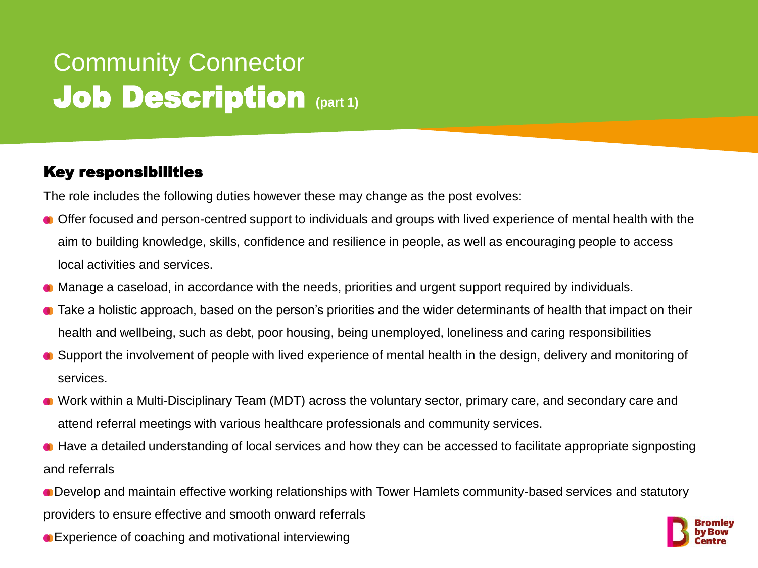# Community Connector
# Job Description (part 1)

## Key responsibilities

The role includes the following duties however these may change as the post evolves:

- Offer focused and person-centred support to individuals and groups with lived experience of mental health with the aim to building knowledge, skills, confidence and resilience in people, as well as encouraging people to access local activities and services.
- Manage a caseload, in accordance with the needs, priorities and urgent support required by individuals.
- Take a holistic approach, based on the person's priorities and the wider determinants of health that impact on their health and wellbeing, such as debt, poor housing, being unemployed, loneliness and caring responsibilities
- Support the involvement of people with lived experience of mental health in the design, delivery and monitoring of services.
- Work within a Multi-Disciplinary Team (MDT) across the voluntary sector, primary care, and secondary care and attend referral meetings with various healthcare professionals and community services.
- Have a detailed understanding of local services and how they can be accessed to facilitate appropriate signposting and referrals
- Develop and maintain effective working relationships with Tower Hamlets community-based services and statutory providers to ensure effective and smooth onward referrals
- Experience of coaching and motivational interviewing

Bromley by Bow Centre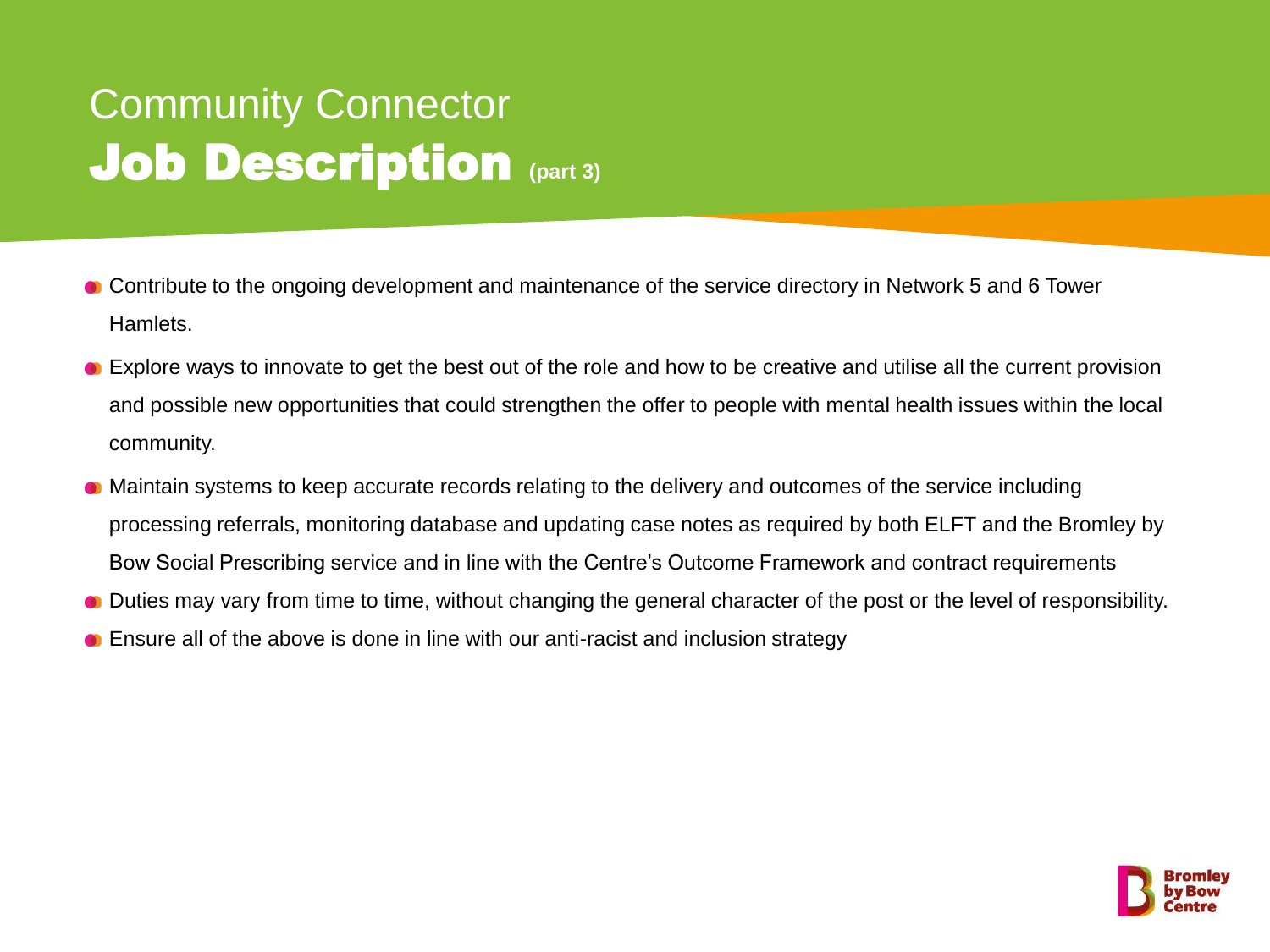# Community Connector
## Job Description (part 3)

- Contribute to the ongoing development and maintenance of the service directory in Network 5 and 6 Tower Hamlets.
- Explore ways to innovate to get the best out of the role and how to be creative and utilise all the current provision and possible new opportunities that could strengthen the offer to people with mental health issues within the local community.
- Maintain systems to keep accurate records relating to the delivery and outcomes of the service including processing referrals, monitoring database and updating case notes as required by both ELFT and the Bromley by Bow Social Prescribing service and in line with the Centre's Outcome Framework and contract requirements
- Duties may vary from time to time, without changing the general character of the post or the level of responsibility.
- Ensure all of the above is done in line with our anti-racist and inclusion strategy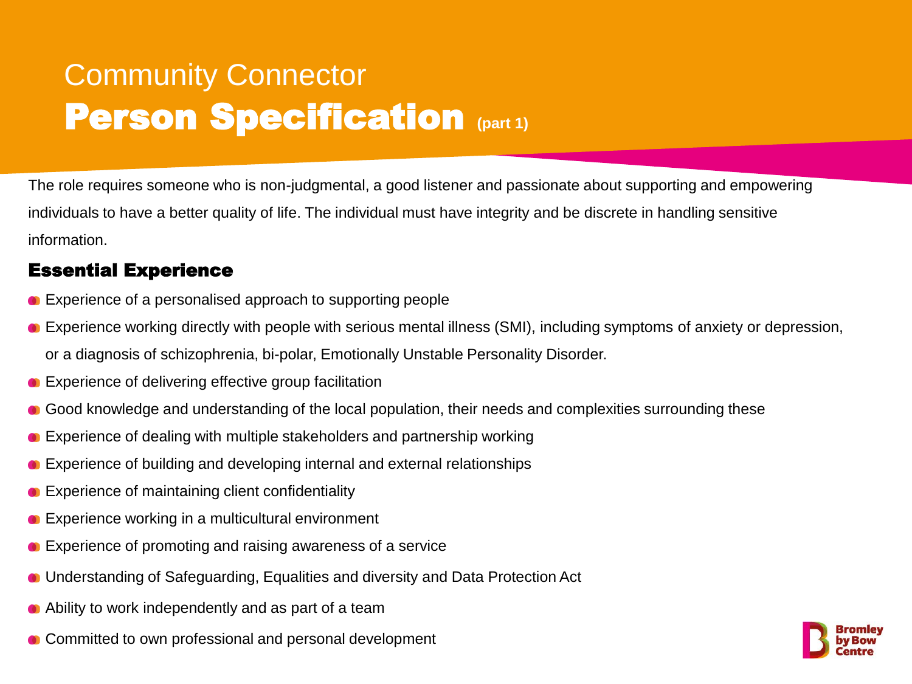# Community Connector
# Person Specification (part 1)

The role requires someone who is non-judgmental, a good listener and passionate about supporting and empowering individuals to have a better quality of life. The individual must have integrity and be discrete in handling sensitive information.

## Essential Experience

- Experience of a personalised approach to supporting people
- Experience working directly with people with serious mental illness (SMI), including symptoms of anxiety or depression, or a diagnosis of schizophrenia, bi-polar, Emotionally Unstable Personality Disorder.
- Experience of delivering effective group facilitation
- Good knowledge and understanding of the local population, their needs and complexities surrounding these
- Experience of dealing with multiple stakeholders and partnership working
- Experience of building and developing internal and external relationships
- Experience of maintaining client confidentiality
- Experience working in a multicultural environment
- Experience of promoting and raising awareness of a service
- Understanding of Safeguarding, Equalities and diversity and Data Protection Act
- Ability to work independently and as part of a team
- Committed to own professional and personal development

Bromley by Bow Centre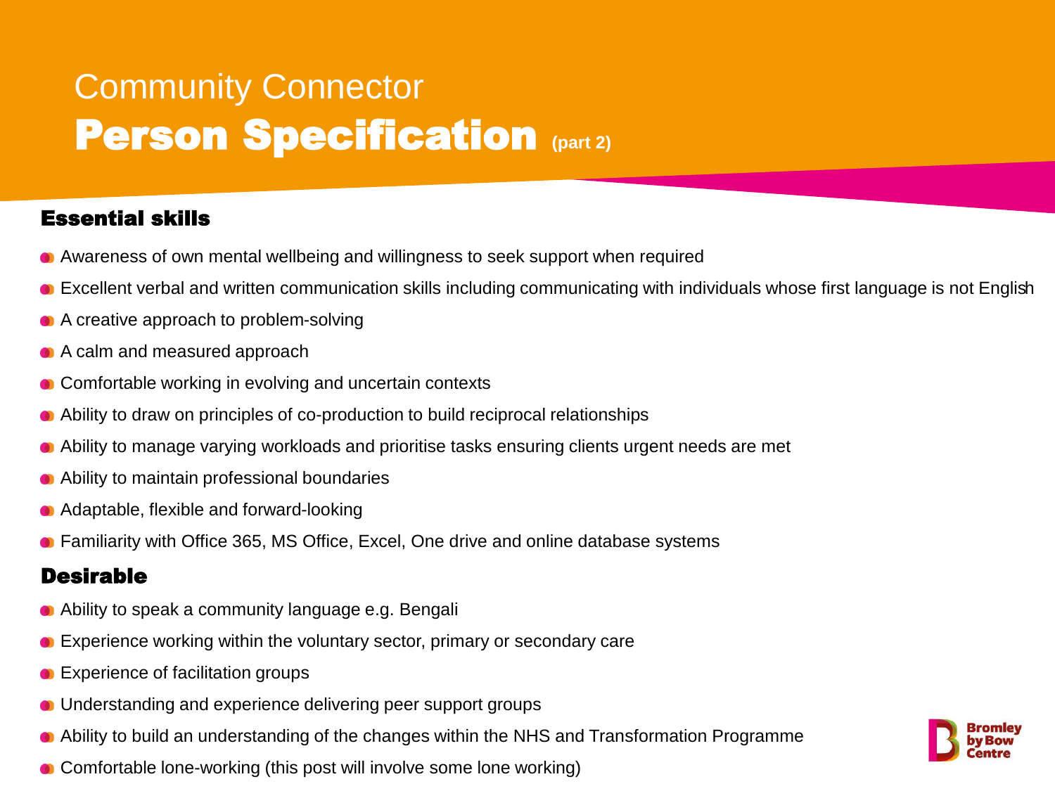# Community Connector
## Person Specification (part 2)

### Essential skills

- Awareness of own mental wellbeing and willingness to seek support when required
- Excellent verbal and written communication skills including communicating with individuals whose first language is not English
- A creative approach to problem-solving
- A calm and measured approach
- Comfortable working in evolving and uncertain contexts
- Ability to draw on principles of co-production to build reciprocal relationships
- Ability to manage varying workloads and prioritise tasks ensuring clients urgent needs are met
- Ability to maintain professional boundaries
- Adaptable, flexible and forward-looking
- Familiarity with Office 365, MS Office, Excel, One drive and online database systems

### Desirable

- Ability to speak a community language e.g. Bengali
- Experience working within the voluntary sector, primary or secondary care
- Experience of facilitation groups
- Understanding and experience delivering peer support groups
- Ability to build an understanding of the changes within the NHS and Transformation Programme
- Comfortable lone-working (this post will involve some lone working)

Bromley by Bow Centre